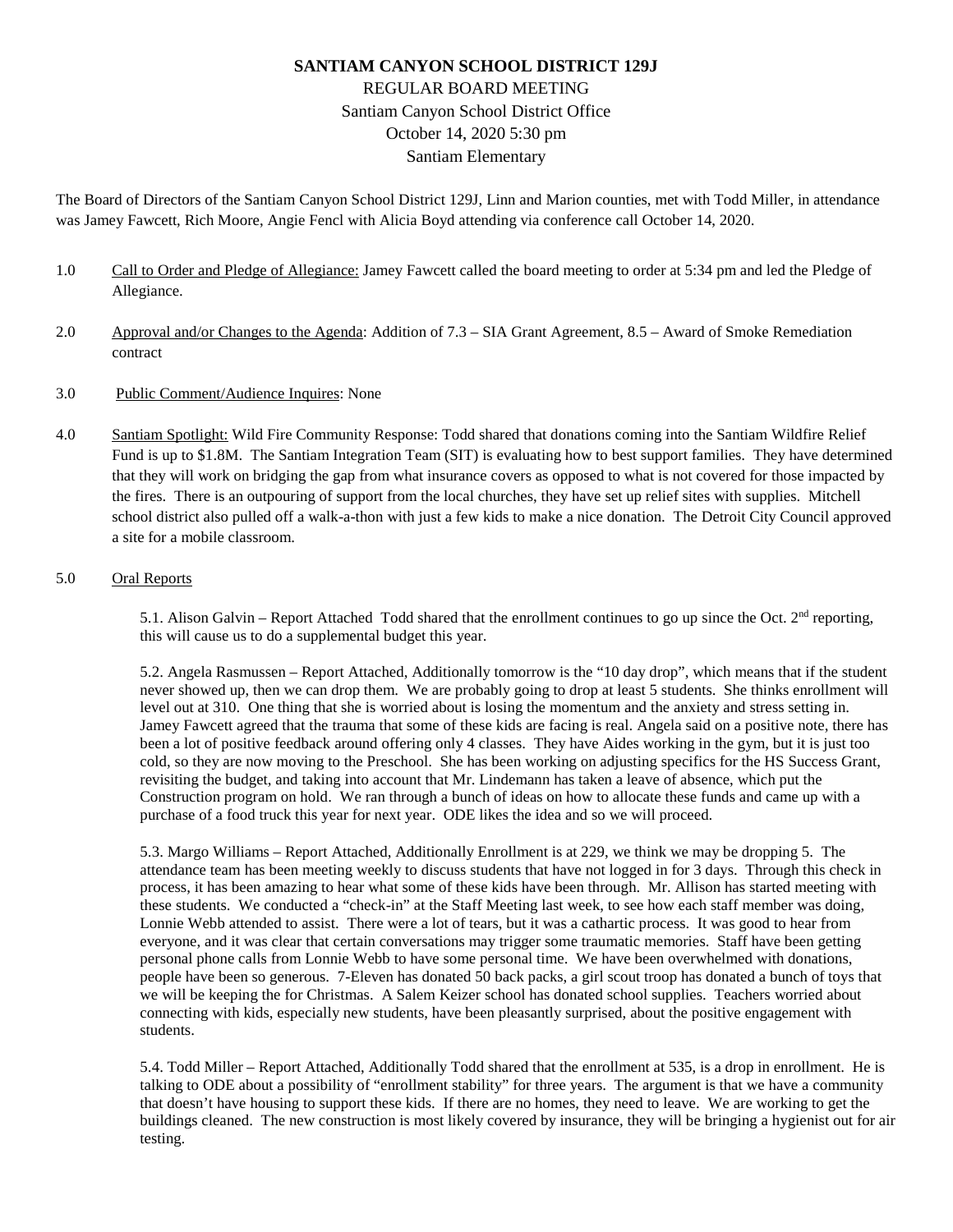# SANTIAM CANYON SCHOOL DISTRICT 129J

REGULAR BOARD MEETING
Santiam Canyon School District Office
October 14, 2020 5:30 pm
Santiam Elementary

The Board of Directors of the Santiam Canyon School District 129J, Linn and Marion counties, met with Todd Miller, in attendance was Jamey Fawcett, Rich Moore, Angie Fencl with Alicia Boyd attending via conference call October 14, 2020.

1.0 Call to Order and Pledge of Allegiance: Jamey Fawcett called the board meeting to order at 5:34 pm and led the Pledge of Allegiance.

2.0 Approval and/or Changes to the Agenda: Addition of 7.3 – SIA Grant Agreement, 8.5 – Award of Smoke Remediation contract

3.0 Public Comment/Audience Inquires: None

4.0 Santiam Spotlight: Wild Fire Community Response: Todd shared that donations coming into the Santiam Wildfire Relief Fund is up to $1.8M. The Santiam Integration Team (SIT) is evaluating how to best support families. They have determined that they will work on bridging the gap from what insurance covers as opposed to what is not covered for those impacted by the fires. There is an outpouring of support from the local churches, they have set up relief sites with supplies. Mitchell school district also pulled off a walk-a-thon with just a few kids to make a nice donation. The Detroit City Council approved a site for a mobile classroom.

5.0 Oral Reports

5.1. Alison Galvin – Report Attached Todd shared that the enrollment continues to go up since the Oct. 2nd reporting, this will cause us to do a supplemental budget this year.

5.2. Angela Rasmussen – Report Attached, Additionally tomorrow is the "10 day drop", which means that if the student never showed up, then we can drop them. We are probably going to drop at least 5 students. She thinks enrollment will level out at 310. One thing that she is worried about is losing the momentum and the anxiety and stress setting in. Jamey Fawcett agreed that the trauma that some of these kids are facing is real. Angela said on a positive note, there has been a lot of positive feedback around offering only 4 classes. They have Aides working in the gym, but it is just too cold, so they are now moving to the Preschool. She has been working on adjusting specifics for the HS Success Grant, revisiting the budget, and taking into account that Mr. Lindemann has taken a leave of absence, which put the Construction program on hold. We ran through a bunch of ideas on how to allocate these funds and came up with a purchase of a food truck this year for next year. ODE likes the idea and so we will proceed.

5.3. Margo Williams – Report Attached, Additionally Enrollment is at 229, we think we may be dropping 5. The attendance team has been meeting weekly to discuss students that have not logged in for 3 days. Through this check in process, it has been amazing to hear what some of these kids have been through. Mr. Allison has started meeting with these students. We conducted a "check-in" at the Staff Meeting last week, to see how each staff member was doing, Lonnie Webb attended to assist. There were a lot of tears, but it was a cathartic process. It was good to hear from everyone, and it was clear that certain conversations may trigger some traumatic memories. Staff have been getting personal phone calls from Lonnie Webb to have some personal time. We have been overwhelmed with donations, people have been so generous. 7-Eleven has donated 50 back packs, a girl scout troop has donated a bunch of toys that we will be keeping the for Christmas. A Salem Keizer school has donated school supplies. Teachers worried about connecting with kids, especially new students, have been pleasantly surprised, about the positive engagement with students.

5.4. Todd Miller – Report Attached, Additionally Todd shared that the enrollment at 535, is a drop in enrollment. He is talking to ODE about a possibility of "enrollment stability" for three years. The argument is that we have a community that doesn't have housing to support these kids. If there are no homes, they need to leave. We are working to get the buildings cleaned. The new construction is most likely covered by insurance, they will be bringing a hygienist out for air testing.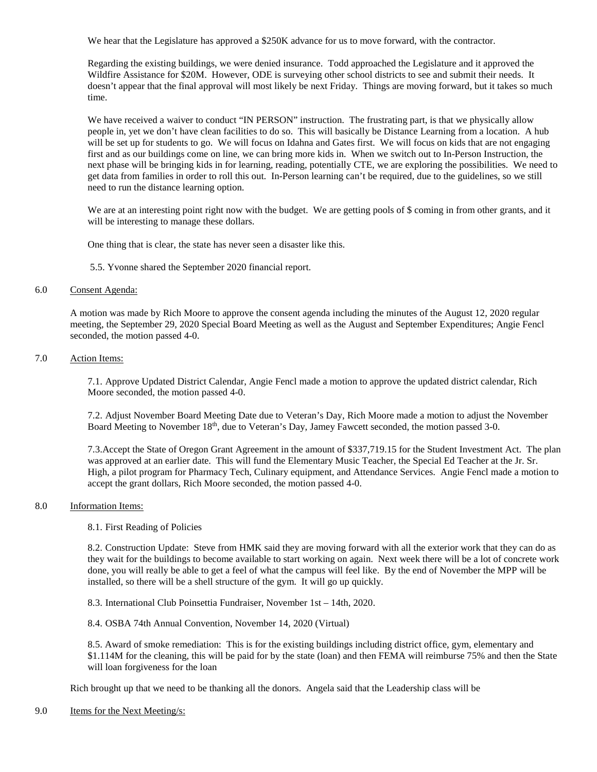We hear that the Legislature has approved a $250K advance for us to move forward, with the contractor.

Regarding the existing buildings, we were denied insurance. Todd approached the Legislature and it approved the Wildfire Assistance for $20M. However, ODE is surveying other school districts to see and submit their needs. It doesn't appear that the final approval will most likely be next Friday. Things are moving forward, but it takes so much time.

We have received a waiver to conduct "IN PERSON" instruction. The frustrating part, is that we physically allow people in, yet we don't have clean facilities to do so. This will basically be Distance Learning from a location. A hub will be set up for students to go. We will focus on Idahna and Gates first. We will focus on kids that are not engaging first and as our buildings come on line, we can bring more kids in. When we switch out to In-Person Instruction, the next phase will be bringing kids in for learning, reading, potentially CTE, we are exploring the possibilities. We need to get data from families in order to roll this out. In-Person learning can't be required, due to the guidelines, so we still need to run the distance learning option.

We are at an interesting point right now with the budget. We are getting pools of $ coming in from other grants, and it will be interesting to manage these dollars.

One thing that is clear, the state has never seen a disaster like this.

5.5. Yvonne shared the September 2020 financial report.

6.0 Consent Agenda:

A motion was made by Rich Moore to approve the consent agenda including the minutes of the August 12, 2020 regular meeting, the September 29, 2020 Special Board Meeting as well as the August and September Expenditures; Angie Fencl seconded, the motion passed 4-0.

7.0 Action Items:

7.1. Approve Updated District Calendar, Angie Fencl made a motion to approve the updated district calendar, Rich Moore seconded, the motion passed 4-0.

7.2. Adjust November Board Meeting Date due to Veteran's Day, Rich Moore made a motion to adjust the November Board Meeting to November 18th, due to Veteran's Day, Jamey Fawcett seconded, the motion passed 3-0.

7.3.Accept the State of Oregon Grant Agreement in the amount of $337,719.15 for the Student Investment Act. The plan was approved at an earlier date. This will fund the Elementary Music Teacher, the Special Ed Teacher at the Jr. Sr. High, a pilot program for Pharmacy Tech, Culinary equipment, and Attendance Services. Angie Fencl made a motion to accept the grant dollars, Rich Moore seconded, the motion passed 4-0.

8.0 Information Items:

8.1. First Reading of Policies

8.2. Construction Update: Steve from HMK said they are moving forward with all the exterior work that they can do as they wait for the buildings to become available to start working on again. Next week there will be a lot of concrete work done, you will really be able to get a feel of what the campus will feel like. By the end of November the MPP will be installed, so there will be a shell structure of the gym. It will go up quickly.

8.3. International Club Poinsettia Fundraiser, November 1st – 14th, 2020.

8.4. OSBA 74th Annual Convention, November 14, 2020 (Virtual)

8.5. Award of smoke remediation: This is for the existing buildings including district office, gym, elementary and $1.114M for the cleaning, this will be paid for by the state (loan) and then FEMA will reimburse 75% and then the State will loan forgiveness for the loan

Rich brought up that we need to be thanking all the donors. Angela said that the Leadership class will be

9.0 Items for the Next Meeting/s: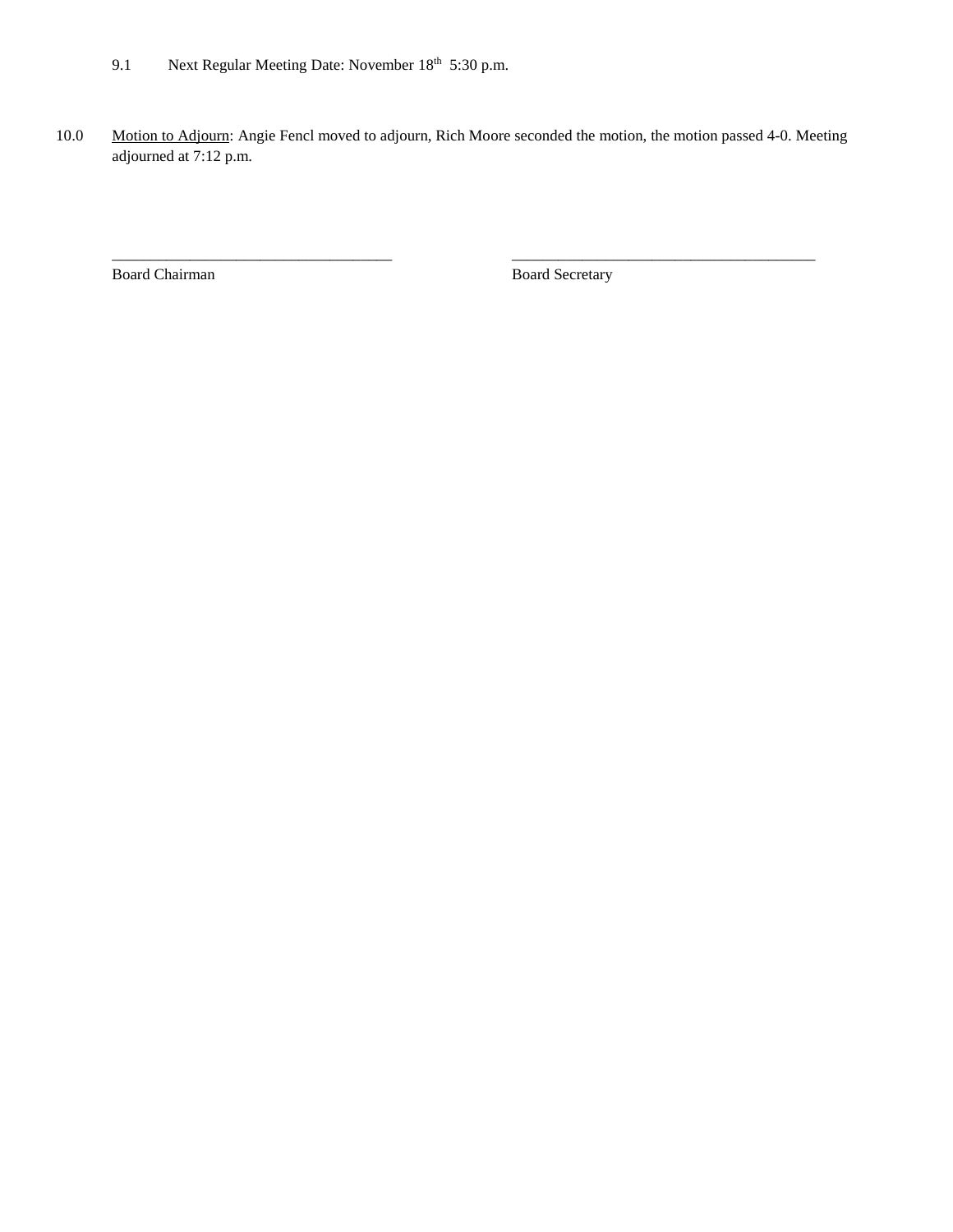9.1 Next Regular Meeting Date: November 18th 5:30 p.m.

10.0 Motion to Adjourn: Angie Fencl moved to adjourn, Rich Moore seconded the motion, the motion passed 4-0. Meeting adjourned at 7:12 p.m.

| | |
|---|---|
| ____________________________________ | ________________________________________ |
| Board Chairman | Board Secretary |